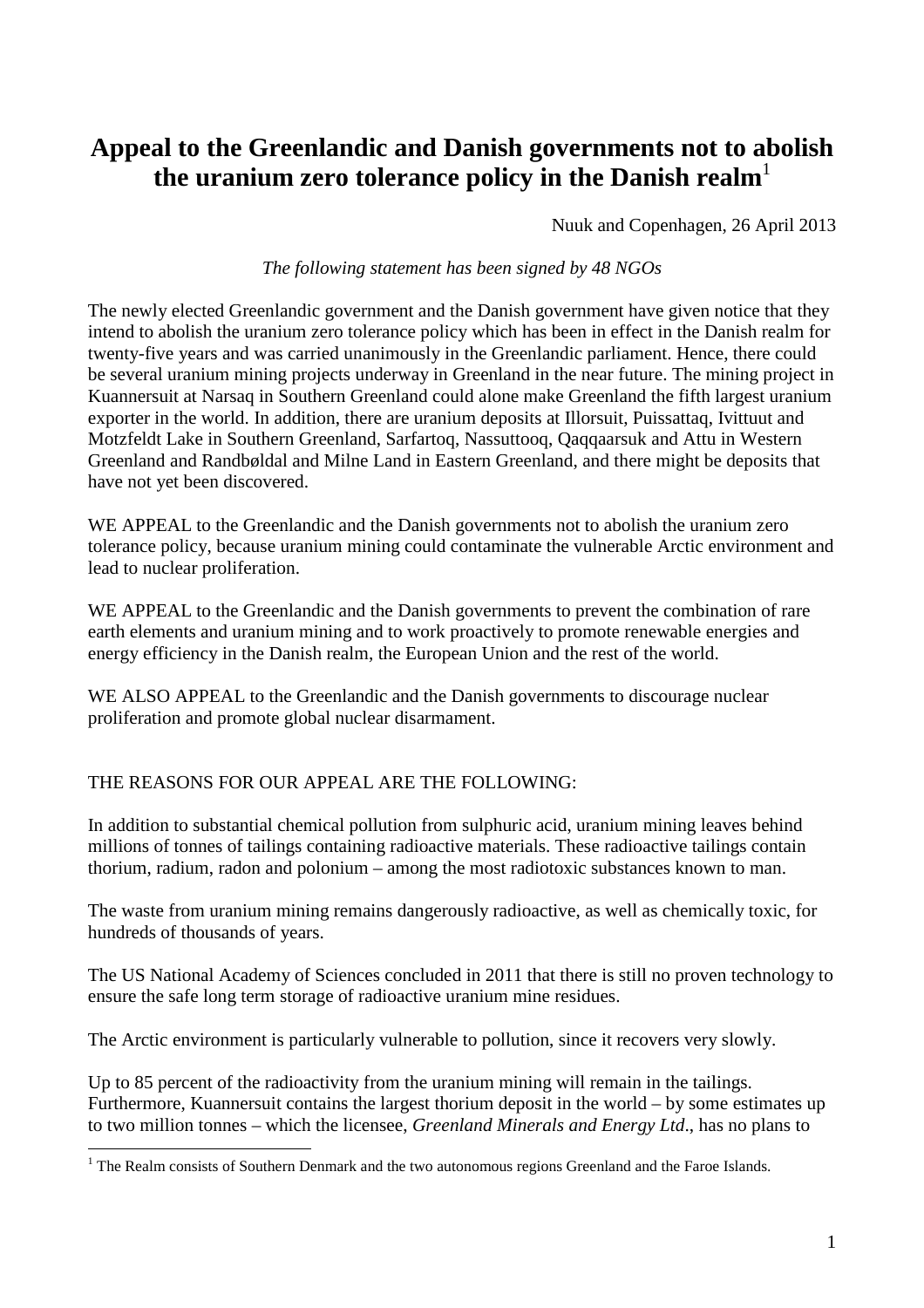# Appeal to the Greenlandic and Danish governments not to abolish the uranium zero tolerance policy in the Danish realm[1]

Nuuk and Copenhagen, 26 April 2013

*The following statement has been signed by 48 NGOs*

The newly elected Greenlandic government and the Danish government have given notice that they intend to abolish the uranium zero tolerance policy which has been in effect in the Danish realm for twenty-five years and was carried unanimously in the Greenlandic parliament. Hence, there could be several uranium mining projects underway in Greenland in the near future. The mining project in Kuannersuit at Narsaq in Southern Greenland could alone make Greenland the fifth largest uranium exporter in the world. In addition, there are uranium deposits at Illorsuit, Puissattaq, Ivittuut and Motzfeldt Lake in Southern Greenland, Sarfartoq, Nassuttooq, Qaqqaarsuk and Attu in Western Greenland and Randbøldal and Milne Land in Eastern Greenland, and there might be deposits that have not yet been discovered.

WE APPEAL to the Greenlandic and the Danish governments not to abolish the uranium zero tolerance policy, because uranium mining could contaminate the vulnerable Arctic environment and lead to nuclear proliferation.

WE APPEAL to the Greenlandic and the Danish governments to prevent the combination of rare earth elements and uranium mining and to work proactively to promote renewable energies and energy efficiency in the Danish realm, the European Union and the rest of the world.

WE ALSO APPEAL to the Greenlandic and the Danish governments to discourage nuclear proliferation and promote global nuclear disarmament.

THE REASONS FOR OUR APPEAL ARE THE FOLLOWING:

In addition to substantial chemical pollution from sulphuric acid, uranium mining leaves behind millions of tonnes of tailings containing radioactive materials. These radioactive tailings contain thorium, radium, radon and polonium – among the most radiotoxic substances known to man.

The waste from uranium mining remains dangerously radioactive, as well as chemically toxic, for hundreds of thousands of years.

The US National Academy of Sciences concluded in 2011 that there is still no proven technology to ensure the safe long term storage of radioactive uranium mine residues.

The Arctic environment is particularly vulnerable to pollution, since it recovers very slowly.

Up to 85 percent of the radioactivity from the uranium mining will remain in the tailings. Furthermore, Kuannersuit contains the largest thorium deposit in the world – by some estimates up to two million tonnes – which the licensee, *Greenland Minerals and Energy Ltd*., has no plans to

[1] The Realm consists of Southern Denmark and the two autonomous regions Greenland and the Faroe Islands.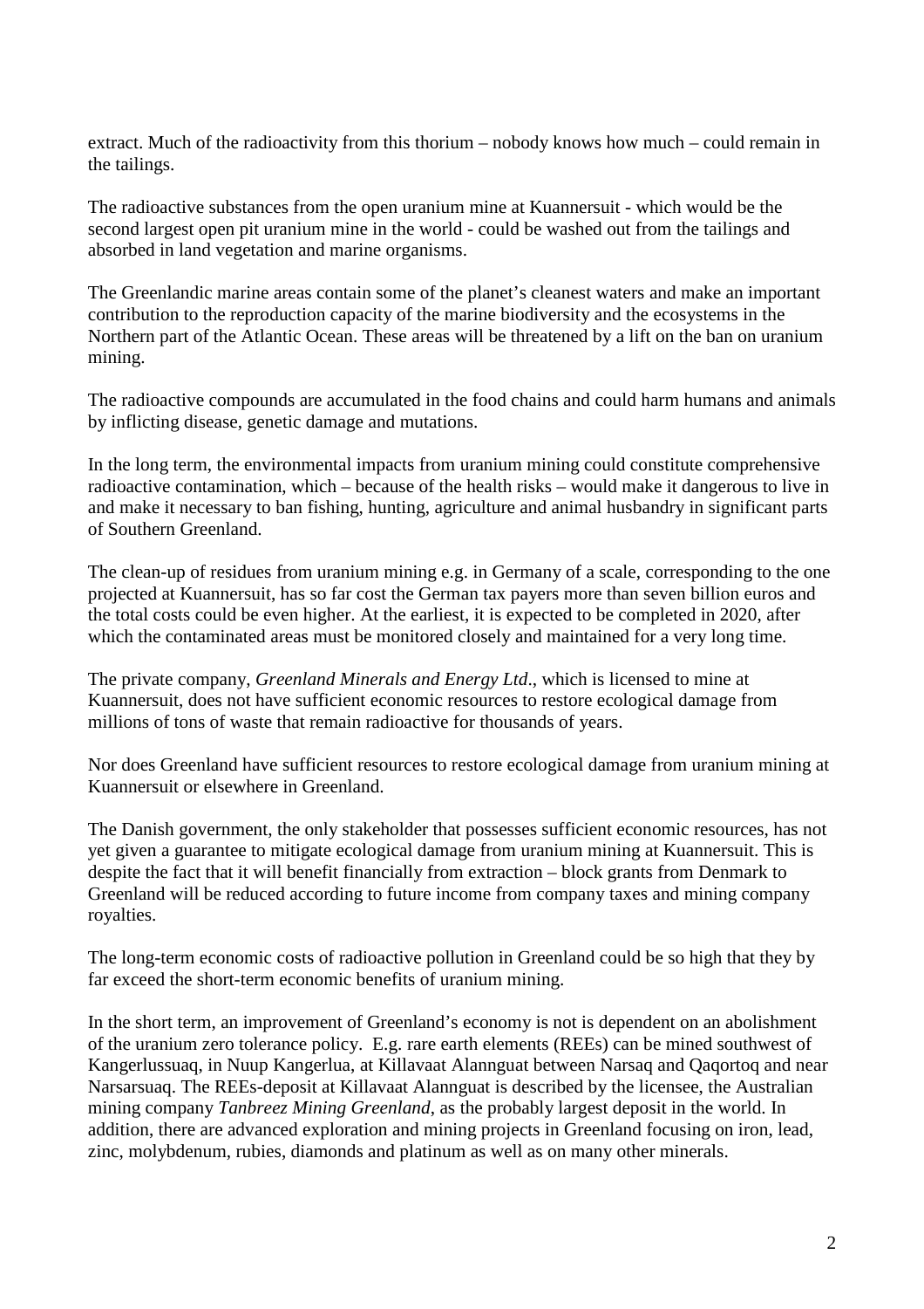extract. Much of the radioactivity from this thorium – nobody knows how much – could remain in the tailings.

The radioactive substances from the open uranium mine at Kuannersuit - which would be the second largest open pit uranium mine in the world - could be washed out from the tailings and absorbed in land vegetation and marine organisms.

The Greenlandic marine areas contain some of the planet's cleanest waters and make an important contribution to the reproduction capacity of the marine biodiversity and the ecosystems in the Northern part of the Atlantic Ocean. These areas will be threatened by a lift on the ban on uranium mining.

The radioactive compounds are accumulated in the food chains and could harm humans and animals by inflicting disease, genetic damage and mutations.

In the long term, the environmental impacts from uranium mining could constitute comprehensive radioactive contamination, which – because of the health risks – would make it dangerous to live in and make it necessary to ban fishing, hunting, agriculture and animal husbandry in significant parts of Southern Greenland.

The clean-up of residues from uranium mining e.g. in Germany of a scale, corresponding to the one projected at Kuannersuit, has so far cost the German tax payers more than seven billion euros and the total costs could be even higher. At the earliest, it is expected to be completed in 2020, after which the contaminated areas must be monitored closely and maintained for a very long time.

The private company, *Greenland Minerals and Energy Ltd*., which is licensed to mine at Kuannersuit, does not have sufficient economic resources to restore ecological damage from millions of tons of waste that remain radioactive for thousands of years.

Nor does Greenland have sufficient resources to restore ecological damage from uranium mining at Kuannersuit or elsewhere in Greenland.

The Danish government, the only stakeholder that possesses sufficient economic resources, has not yet given a guarantee to mitigate ecological damage from uranium mining at Kuannersuit. This is despite the fact that it will benefit financially from extraction – block grants from Denmark to Greenland will be reduced according to future income from company taxes and mining company royalties.

The long-term economic costs of radioactive pollution in Greenland could be so high that they by far exceed the short-term economic benefits of uranium mining.

In the short term, an improvement of Greenland's economy is not is dependent on an abolishment of the uranium zero tolerance policy. E.g. rare earth elements (REEs) can be mined southwest of Kangerlussuaq, in Nuup Kangerlua, at Killavaat Alannguat between Narsaq and Qaqortoq and near Narsarsuaq. The REEs-deposit at Killavaat Alannguat is described by the licensee, the Australian mining company *Tanbreez Mining Greenland*, as the probably largest deposit in the world. In addition, there are advanced exploration and mining projects in Greenland focusing on iron, lead, zinc, molybdenum, rubies, diamonds and platinum as well as on many other minerals.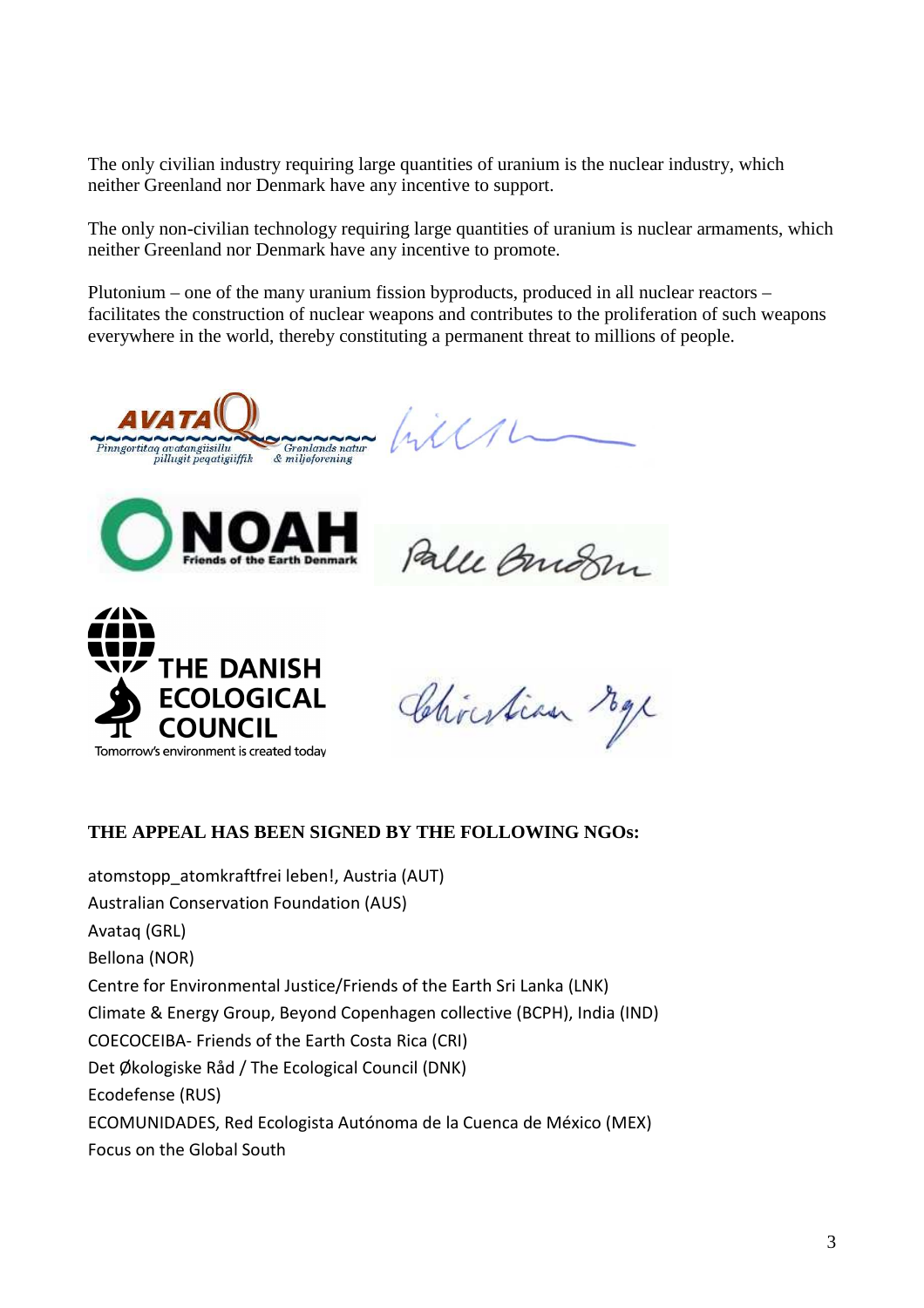The only civilian industry requiring large quantities of uranium is the nuclear industry, which neither Greenland nor Denmark have any incentive to support.

The only non-civilian technology requiring large quantities of uranium is nuclear armaments, which neither Greenland nor Denmark have any incentive to promote.

Plutonium – one of the many uranium fission byproducts, produced in all nuclear reactors – facilitates the construction of nuclear weapons and contributes to the proliferation of such weapons everywhere in the world, thereby constituting a permanent threat to millions of people.

**THE APPEAL HAS BEEN SIGNED BY THE FOLLOWING NGOs:**

atomstopp_atomkraftfrei leben!, Austria (AUT)
Australian Conservation Foundation (AUS)
Avataq (GRL)
Bellona (NOR)
Centre for Environmental Justice/Friends of the Earth Sri Lanka (LNK)
Climate & Energy Group, Beyond Copenhagen collective (BCPH), India (IND)
COECOCEIBA- Friends of the Earth Costa Rica (CRI)
Det Økologiske Råd / The Ecological Council (DNK)
Ecodefense (RUS)
ECOMUNIDADES, Red Ecologista Autónoma de la Cuenca de México (MEX)
Focus on the Global South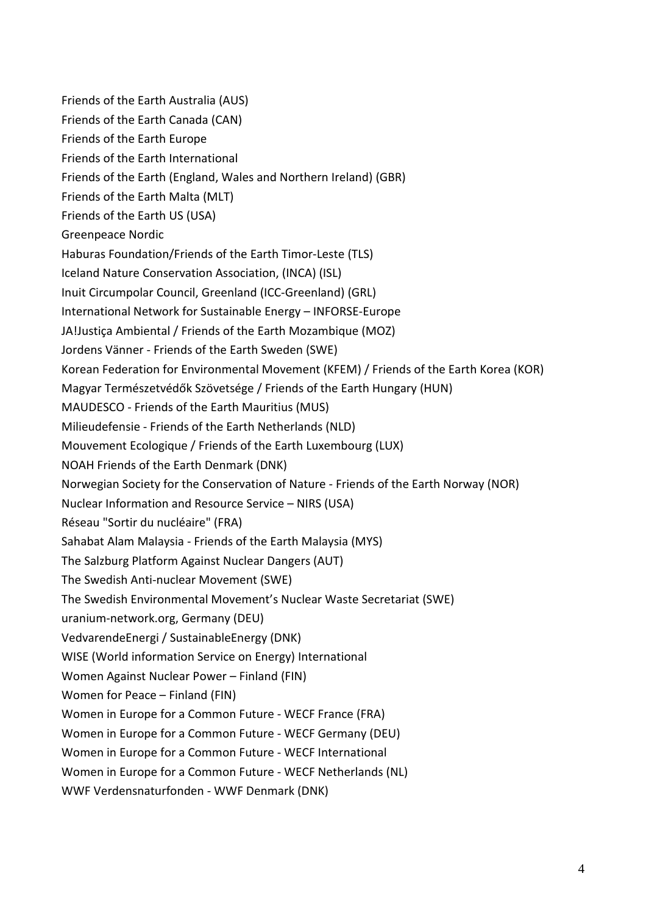Friends of the Earth Australia (AUS)

Friends of the Earth Canada (CAN)

Friends of the Earth Europe

Friends of the Earth International

Friends of the Earth (England, Wales and Northern Ireland) (GBR)

Friends of the Earth Malta (MLT)

Friends of the Earth US (USA)

Greenpeace Nordic

Haburas Foundation/Friends of the Earth Timor-Leste (TLS)

Iceland Nature Conservation Association, (INCA) (ISL)

Inuit Circumpolar Council, Greenland (ICC-Greenland) (GRL)

International Network for Sustainable Energy – INFORSE-Europe

JA!Justiça Ambiental / Friends of the Earth Mozambique (MOZ)

Jordens Vänner - Friends of the Earth Sweden (SWE)

Korean Federation for Environmental Movement (KFEM) / Friends of the Earth Korea (KOR)

Magyar Természetvédők Szövetsége / Friends of the Earth Hungary (HUN)

MAUDESCO - Friends of the Earth Mauritius (MUS)

Milieudefensie - Friends of the Earth Netherlands (NLD)

Mouvement Ecologique / Friends of the Earth Luxembourg (LUX)

NOAH Friends of the Earth Denmark (DNK)

Norwegian Society for the Conservation of Nature - Friends of the Earth Norway (NOR)

Nuclear Information and Resource Service – NIRS (USA)

Réseau "Sortir du nucléaire" (FRA)

Sahabat Alam Malaysia - Friends of the Earth Malaysia (MYS)

The Salzburg Platform Against Nuclear Dangers (AUT)

The Swedish Anti-nuclear Movement (SWE)

The Swedish Environmental Movement's Nuclear Waste Secretariat (SWE)

uranium-network.org, Germany (DEU)

VedvarendeEnergi / SustainableEnergy (DNK)

WISE (World information Service on Energy) International

Women Against Nuclear Power – Finland (FIN)

Women for Peace – Finland (FIN)

Women in Europe for a Common Future - WECF France (FRA)

Women in Europe for a Common Future - WECF Germany (DEU)

Women in Europe for a Common Future - WECF International

Women in Europe for a Common Future - WECF Netherlands (NL)

WWF Verdensnaturfonden - WWF Denmark (DNK)